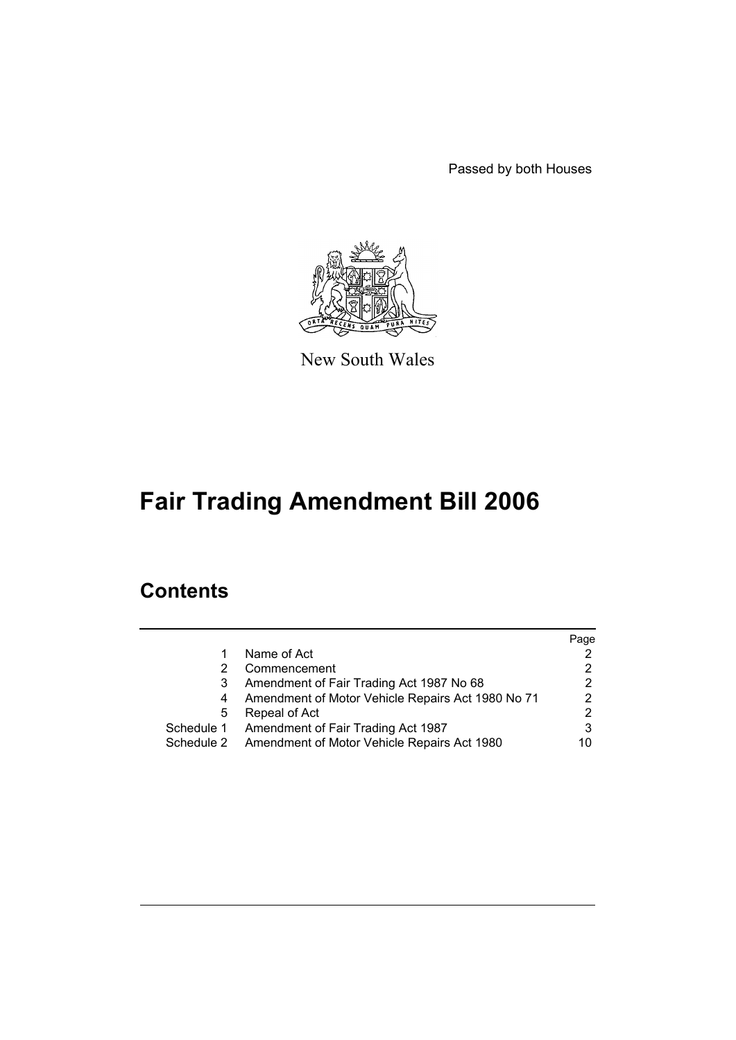Passed by both Houses

New South Wales

# Fair Trading Amendment Bill 2006

## Contents

| | | Page |
|---|---|---|
| 1 | Name of Act | 2 |
| 2 | Commencement | 2 |
| 3 | Amendment of Fair Trading Act 1987 No 68 | 2 |
| 4 | Amendment of Motor Vehicle Repairs Act 1980 No 71 | 2 |
| 5 | Repeal of Act | 2 |
| Schedule 1 | Amendment of Fair Trading Act 1987 | 3 |
| Schedule 2 | Amendment of Motor Vehicle Repairs Act 1980 | 10 |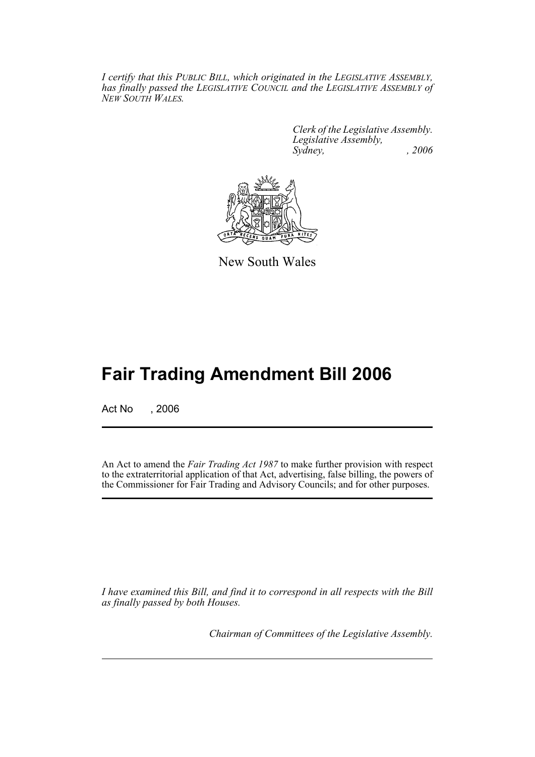*I certify that this PUBLIC BILL, which originated in the LEGISLATIVE ASSEMBLY, has finally passed the LEGISLATIVE COUNCIL and the LEGISLATIVE ASSEMBLY of NEW SOUTH WALES.*

*Clerk of the Legislative Assembly.*
*Legislative Assembly,*
*Sydney, , 2006*

New South Wales

# Fair Trading Amendment Bill 2006

Act No , 2006

An Act to amend the *Fair Trading Act 1987* to make further provision with respect to the extraterritorial application of that Act, advertising, false billing, the powers of the Commissioner for Fair Trading and Advisory Councils; and for other purposes.

*I have examined this Bill, and find it to correspond in all respects with the Bill as finally passed by both Houses.*

*Chairman of Committees of the Legislative Assembly.*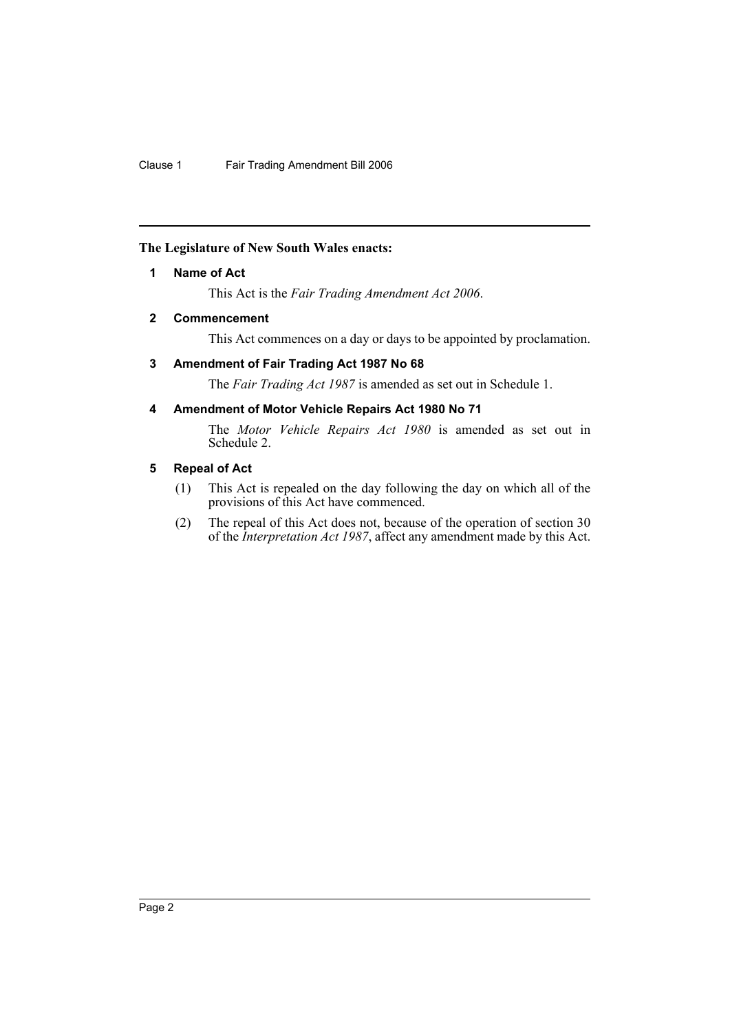**The Legislature of New South Wales enacts:**

**1 Name of Act**

This Act is the *Fair Trading Amendment Act 2006*.

**2 Commencement**

This Act commences on a day or days to be appointed by proclamation.

**3 Amendment of Fair Trading Act 1987 No 68**

The *Fair Trading Act 1987* is amended as set out in Schedule 1.

**4 Amendment of Motor Vehicle Repairs Act 1980 No 71**

The *Motor Vehicle Repairs Act 1980* is amended as set out in Schedule 2.

**5 Repeal of Act**

(1) This Act is repealed on the day following the day on which all of the provisions of this Act have commenced.

(2) The repeal of this Act does not, because of the operation of section 30 of the *Interpretation Act 1987*, affect any amendment made by this Act.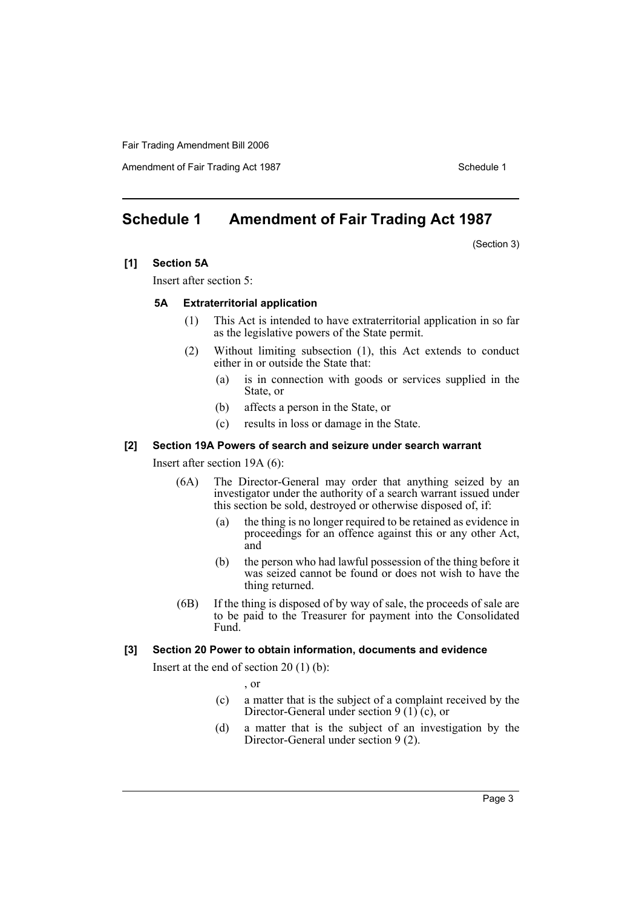# Schedule 1 Amendment of Fair Trading Act 1987

(Section 3)

**[1] Section 5A**

Insert after section 5:

**5A Extraterritorial application**

(1) This Act is intended to have extraterritorial application in so far as the legislative powers of the State permit.

(2) Without limiting subsection (1), this Act extends to conduct either in or outside the State that:

(a) is in connection with goods or services supplied in the State, or

(b) affects a person in the State, or

(c) results in loss or damage in the State.

**[2] Section 19A Powers of search and seizure under search warrant**

Insert after section 19A (6):

(6A) The Director-General may order that anything seized by an investigator under the authority of a search warrant issued under this section be sold, destroyed or otherwise disposed of, if:

(a) the thing is no longer required to be retained as evidence in proceedings for an offence against this or any other Act, and

(b) the person who had lawful possession of the thing before it was seized cannot be found or does not wish to have the thing returned.

(6B) If the thing is disposed of by way of sale, the proceeds of sale are to be paid to the Treasurer for payment into the Consolidated Fund.

**[3] Section 20 Power to obtain information, documents and evidence**

Insert at the end of section 20 (1) (b):

, or

(c) a matter that is the subject of a complaint received by the Director-General under section 9 (1) (c), or

(d) a matter that is the subject of an investigation by the Director-General under section 9 (2).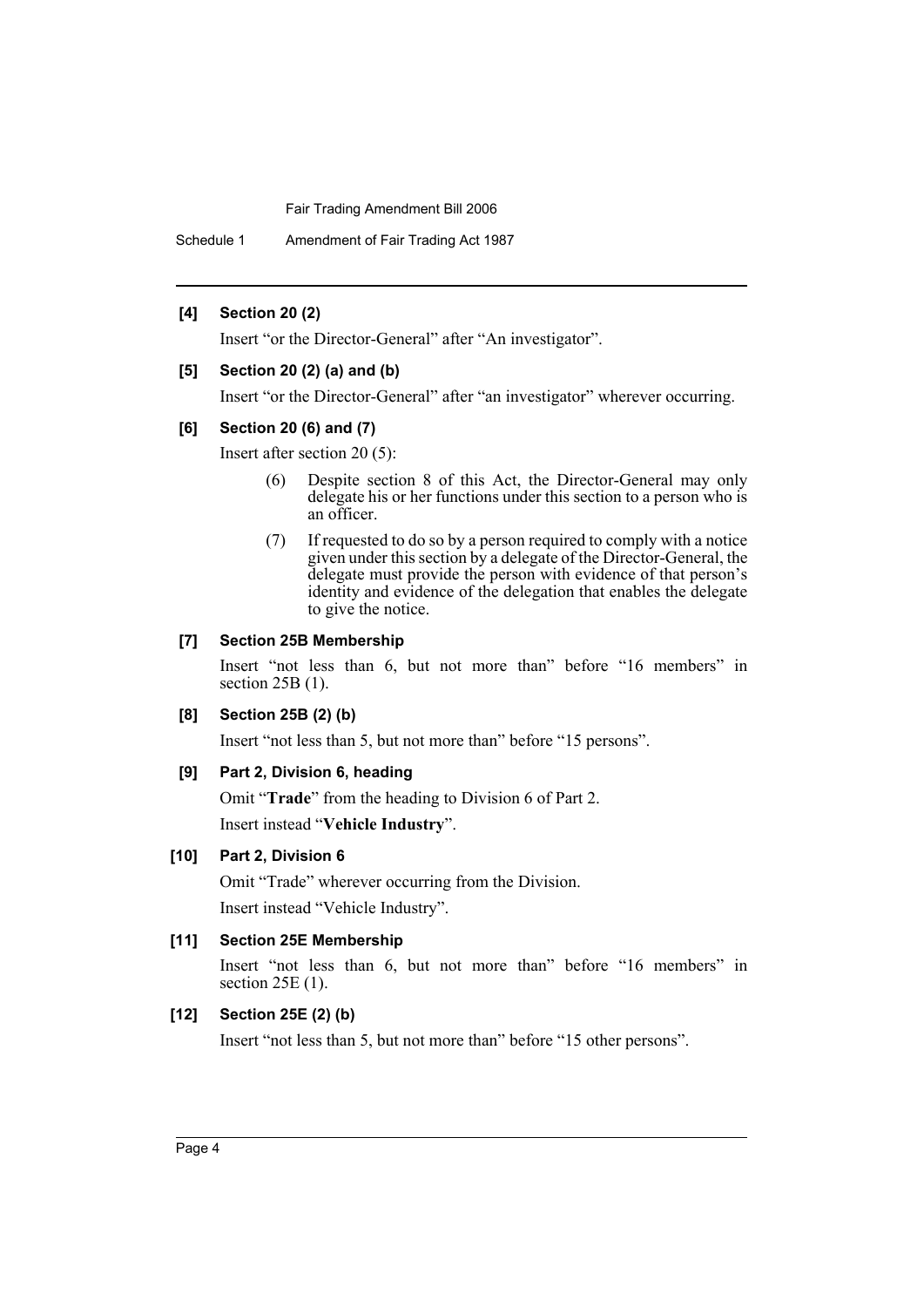**[4] Section 20 (2)**

Insert "or the Director-General" after "An investigator".

**[5] Section 20 (2) (a) and (b)**

Insert "or the Director-General" after "an investigator" wherever occurring.

**[6] Section 20 (6) and (7)**

Insert after section 20 (5):

> (6) Despite section 8 of this Act, the Director-General may only delegate his or her functions under this section to a person who is an officer.
>
> (7) If requested to do so by a person required to comply with a notice given under this section by a delegate of the Director-General, the delegate must provide the person with evidence of that person's identity and evidence of the delegation that enables the delegate to give the notice.

**[7] Section 25B Membership**

Insert "not less than 6, but not more than" before "16 members" in section 25B (1).

**[8] Section 25B (2) (b)**

Insert "not less than 5, but not more than" before "15 persons".

**[9] Part 2, Division 6, heading**

Omit "**Trade**" from the heading to Division 6 of Part 2.

Insert instead "**Vehicle Industry**".

**[10] Part 2, Division 6**

Omit "Trade" wherever occurring from the Division.

Insert instead "Vehicle Industry".

**[11] Section 25E Membership**

Insert "not less than 6, but not more than" before "16 members" in section 25E (1).

**[12] Section 25E (2) (b)**

Insert "not less than 5, but not more than" before "15 other persons".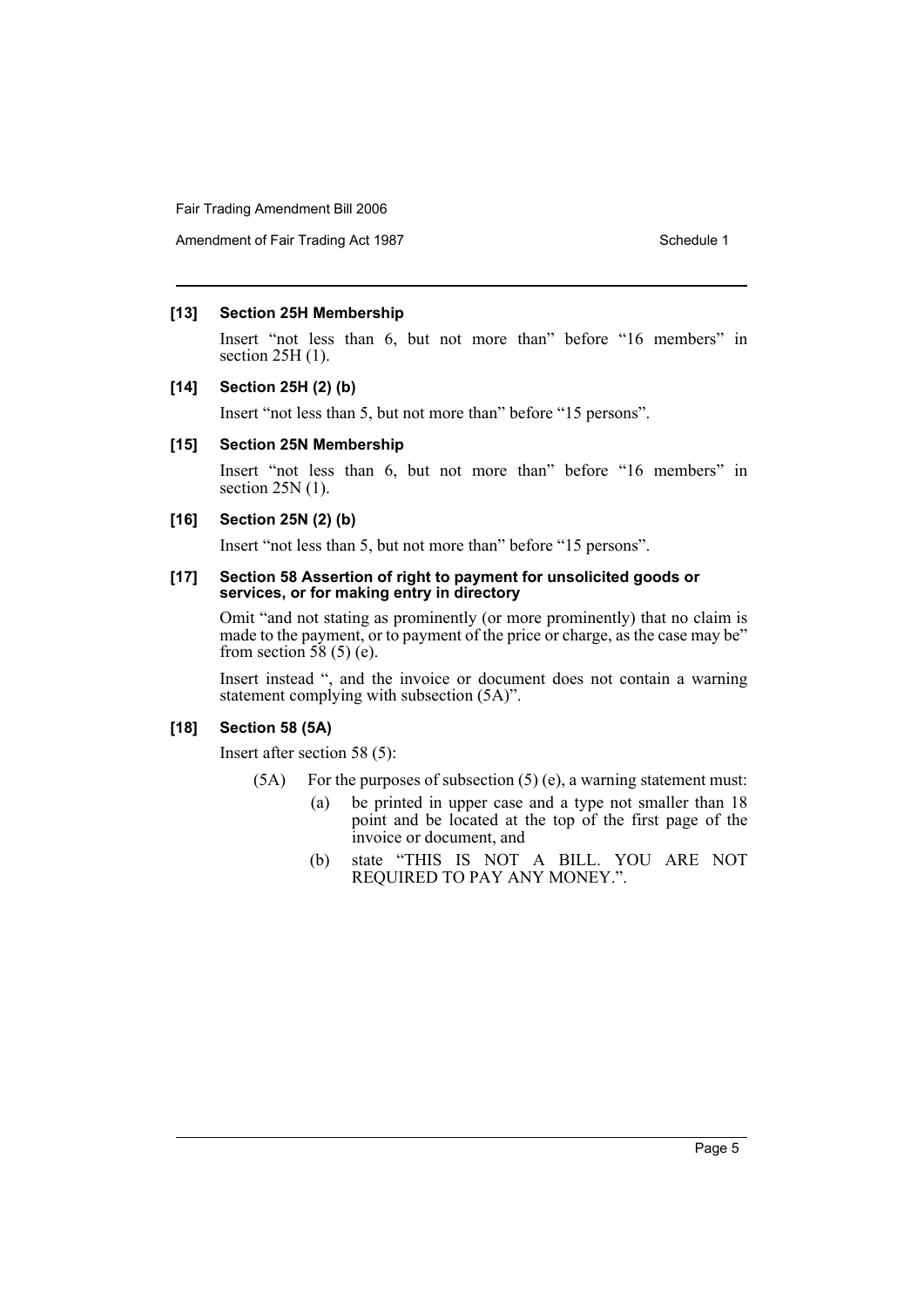**[13] Section 25H Membership**

Insert "not less than 6, but not more than" before "16 members" in section 25H (1).

**[14] Section 25H (2) (b)**

Insert "not less than 5, but not more than" before "15 persons".

**[15] Section 25N Membership**

Insert "not less than 6, but not more than" before "16 members" in section 25N (1).

**[16] Section 25N (2) (b)**

Insert "not less than 5, but not more than" before "15 persons".

**[17] Section 58 Assertion of right to payment for unsolicited goods or services, or for making entry in directory**

Omit "and not stating as prominently (or more prominently) that no claim is made to the payment, or to payment of the price or charge, as the case may be" from section 58 (5) (e).

Insert instead ", and the invoice or document does not contain a warning statement complying with subsection (5A)".

**[18] Section 58 (5A)**

Insert after section 58 (5):

(5A) For the purposes of subsection (5) (e), a warning statement must:

(a) be printed in upper case and a type not smaller than 18 point and be located at the top of the first page of the invoice or document, and

(b) state "THIS IS NOT A BILL. YOU ARE NOT REQUIRED TO PAY ANY MONEY.".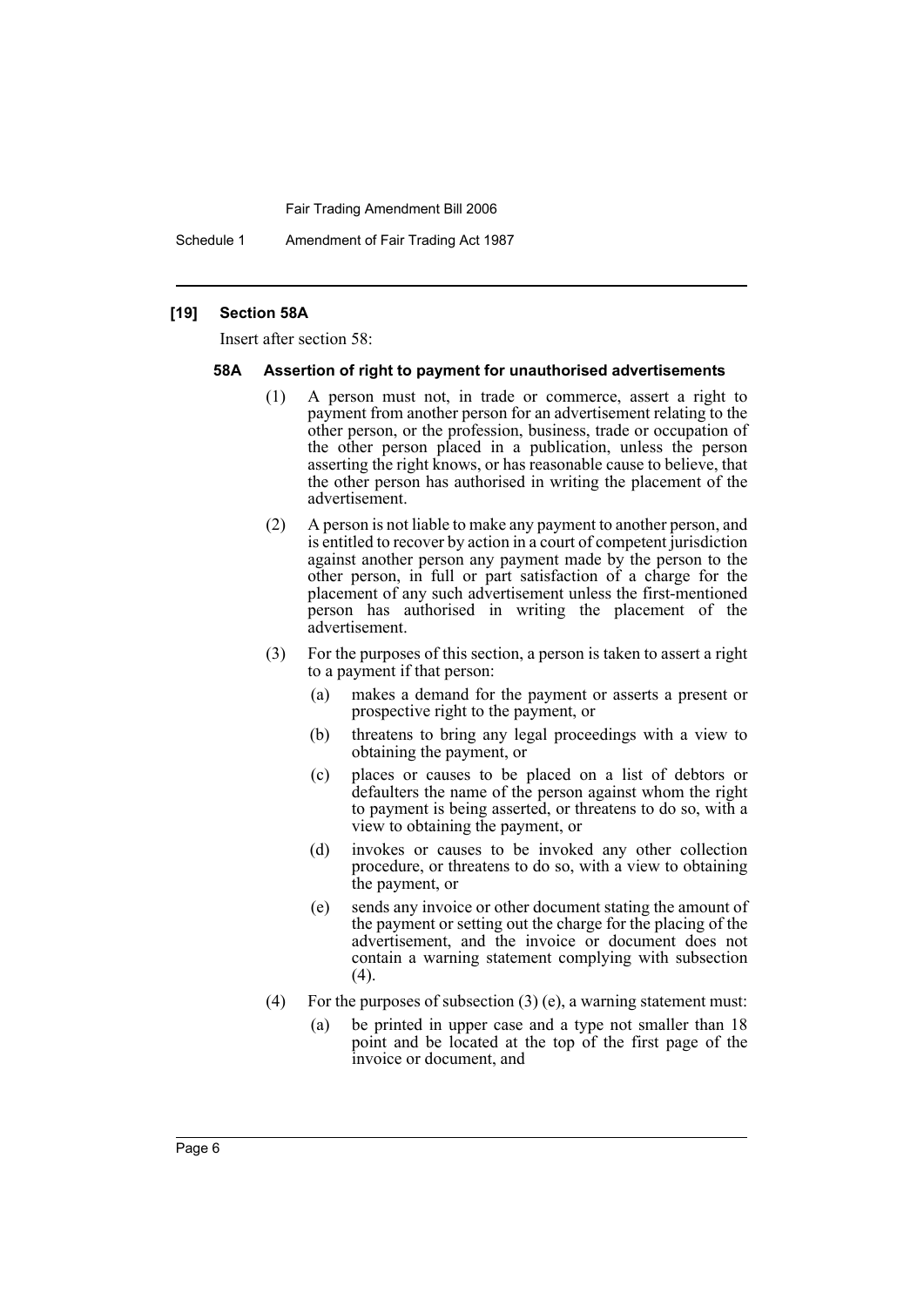**[19] Section 58A**

Insert after section 58:

**58A Assertion of right to payment for unauthorised advertisements**

(1) A person must not, in trade or commerce, assert a right to payment from another person for an advertisement relating to the other person, or the profession, business, trade or occupation of the other person placed in a publication, unless the person asserting the right knows, or has reasonable cause to believe, that the other person has authorised in writing the placement of the advertisement.

(2) A person is not liable to make any payment to another person, and is entitled to recover by action in a court of competent jurisdiction against another person any payment made by the person to the other person, in full or part satisfaction of a charge for the placement of any such advertisement unless the first-mentioned person has authorised in writing the placement of the advertisement.

(3) For the purposes of this section, a person is taken to assert a right to a payment if that person:

(a) makes a demand for the payment or asserts a present or prospective right to the payment, or

(b) threatens to bring any legal proceedings with a view to obtaining the payment, or

(c) places or causes to be placed on a list of debtors or defaulters the name of the person against whom the right to payment is being asserted, or threatens to do so, with a view to obtaining the payment, or

(d) invokes or causes to be invoked any other collection procedure, or threatens to do so, with a view to obtaining the payment, or

(e) sends any invoice or other document stating the amount of the payment or setting out the charge for the placing of the advertisement, and the invoice or document does not contain a warning statement complying with subsection (4).

(4) For the purposes of subsection (3) (e), a warning statement must:

(a) be printed in upper case and a type not smaller than 18 point and be located at the top of the first page of the invoice or document, and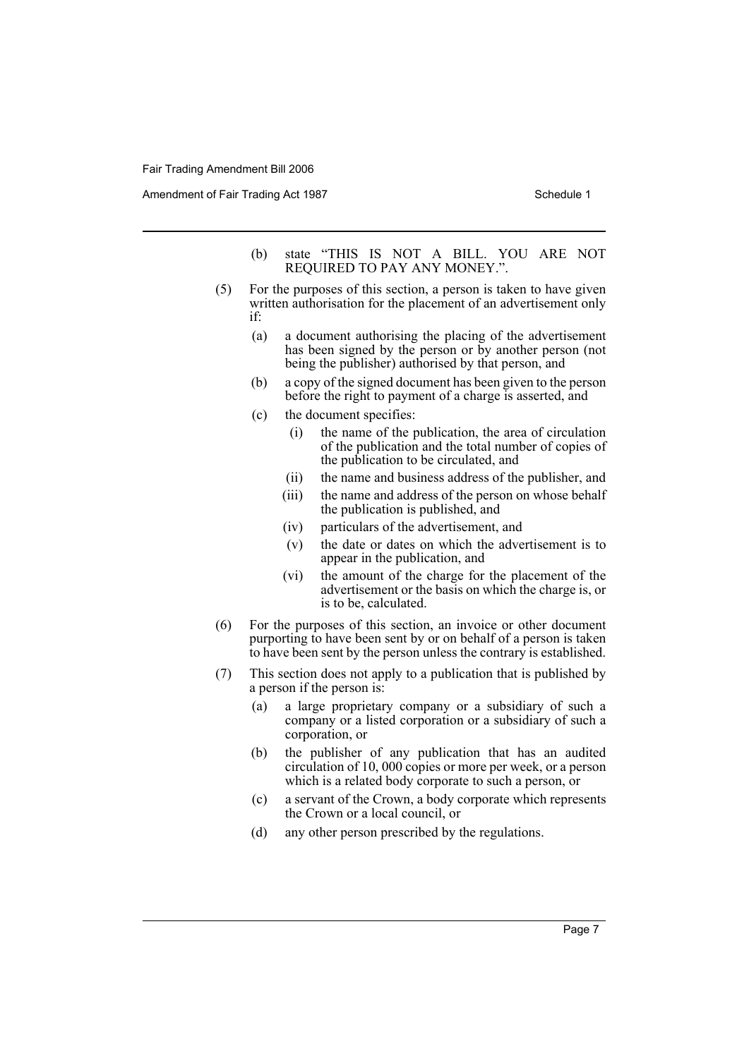(b) state "THIS IS NOT A BILL. YOU ARE NOT REQUIRED TO PAY ANY MONEY.".

(5) For the purposes of this section, a person is taken to have given written authorisation for the placement of an advertisement only if:

  (a) a document authorising the placing of the advertisement has been signed by the person or by another person (not being the publisher) authorised by that person, and

  (b) a copy of the signed document has been given to the person before the right to payment of a charge is asserted, and

  (c) the document specifies:

    (i) the name of the publication, the area of circulation of the publication and the total number of copies of the publication to be circulated, and

    (ii) the name and business address of the publisher, and

    (iii) the name and address of the person on whose behalf the publication is published, and

    (iv) particulars of the advertisement, and

    (v) the date or dates on which the advertisement is to appear in the publication, and

    (vi) the amount of the charge for the placement of the advertisement or the basis on which the charge is, or is to be, calculated.

(6) For the purposes of this section, an invoice or other document purporting to have been sent by or on behalf of a person is taken to have been sent by the person unless the contrary is established.

(7) This section does not apply to a publication that is published by a person if the person is:

  (a) a large proprietary company or a subsidiary of such a company or a listed corporation or a subsidiary of such a corporation, or

  (b) the publisher of any publication that has an audited circulation of 10, 000 copies or more per week, or a person which is a related body corporate to such a person, or

  (c) a servant of the Crown, a body corporate which represents the Crown or a local council, or

  (d) any other person prescribed by the regulations.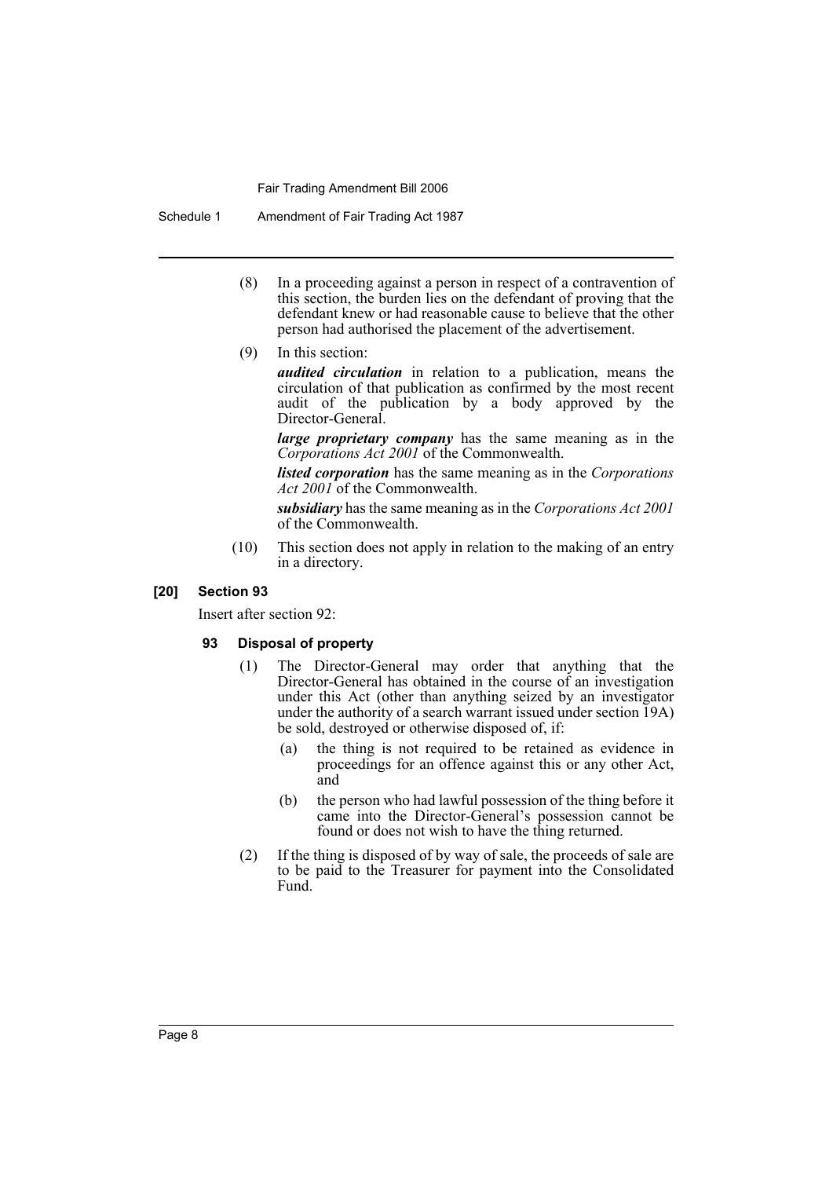(8) In a proceeding against a person in respect of a contravention of this section, the burden lies on the defendant of proving that the defendant knew or had reasonable cause to believe that the other person had authorised the placement of the advertisement.

(9) In this section:

***audited circulation*** in relation to a publication, means the circulation of that publication as confirmed by the most recent audit of the publication by a body approved by the Director-General.

***large proprietary company*** has the same meaning as in the *Corporations Act 2001* of the Commonwealth.

***listed corporation*** has the same meaning as in the *Corporations Act 2001* of the Commonwealth.

***subsidiary*** has the same meaning as in the *Corporations Act 2001* of the Commonwealth.

(10) This section does not apply in relation to the making of an entry in a directory.

### [20] Section 93

Insert after section 92:

#### 93 Disposal of property

(1) The Director-General may order that anything that the Director-General has obtained in the course of an investigation under this Act (other than anything seized by an investigator under the authority of a search warrant issued under section 19A) be sold, destroyed or otherwise disposed of, if:

(a) the thing is not required to be retained as evidence in proceedings for an offence against this or any other Act, and

(b) the person who had lawful possession of the thing before it came into the Director-General's possession cannot be found or does not wish to have the thing returned.

(2) If the thing is disposed of by way of sale, the proceeds of sale are to be paid to the Treasurer for payment into the Consolidated Fund.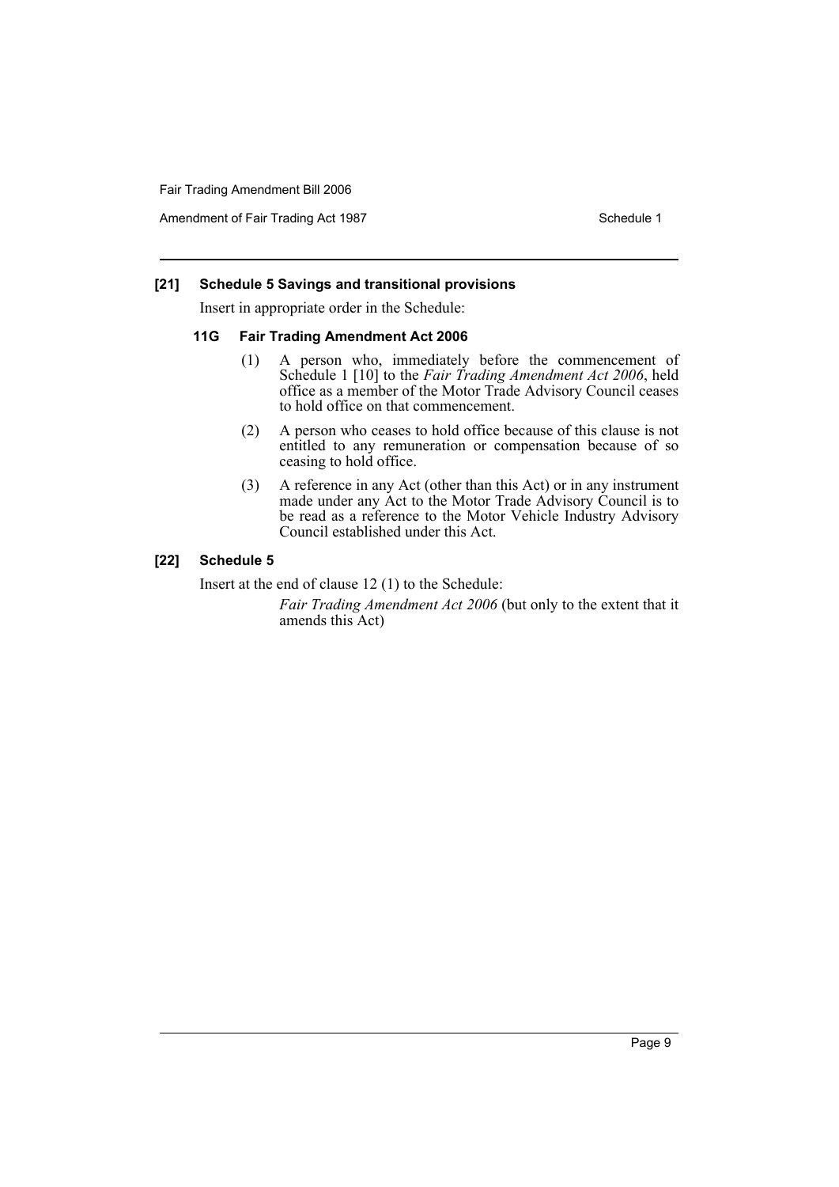**[21] Schedule 5 Savings and transitional provisions**

Insert in appropriate order in the Schedule:

**11G Fair Trading Amendment Act 2006**

(1) A person who, immediately before the commencement of Schedule 1 [10] to the *Fair Trading Amendment Act 2006*, held office as a member of the Motor Trade Advisory Council ceases to hold office on that commencement.

(2) A person who ceases to hold office because of this clause is not entitled to any remuneration or compensation because of so ceasing to hold office.

(3) A reference in any Act (other than this Act) or in any instrument made under any Act to the Motor Trade Advisory Council is to be read as a reference to the Motor Vehicle Industry Advisory Council established under this Act.

**[22] Schedule 5**

Insert at the end of clause 12 (1) to the Schedule:

*Fair Trading Amendment Act 2006* (but only to the extent that it amends this Act)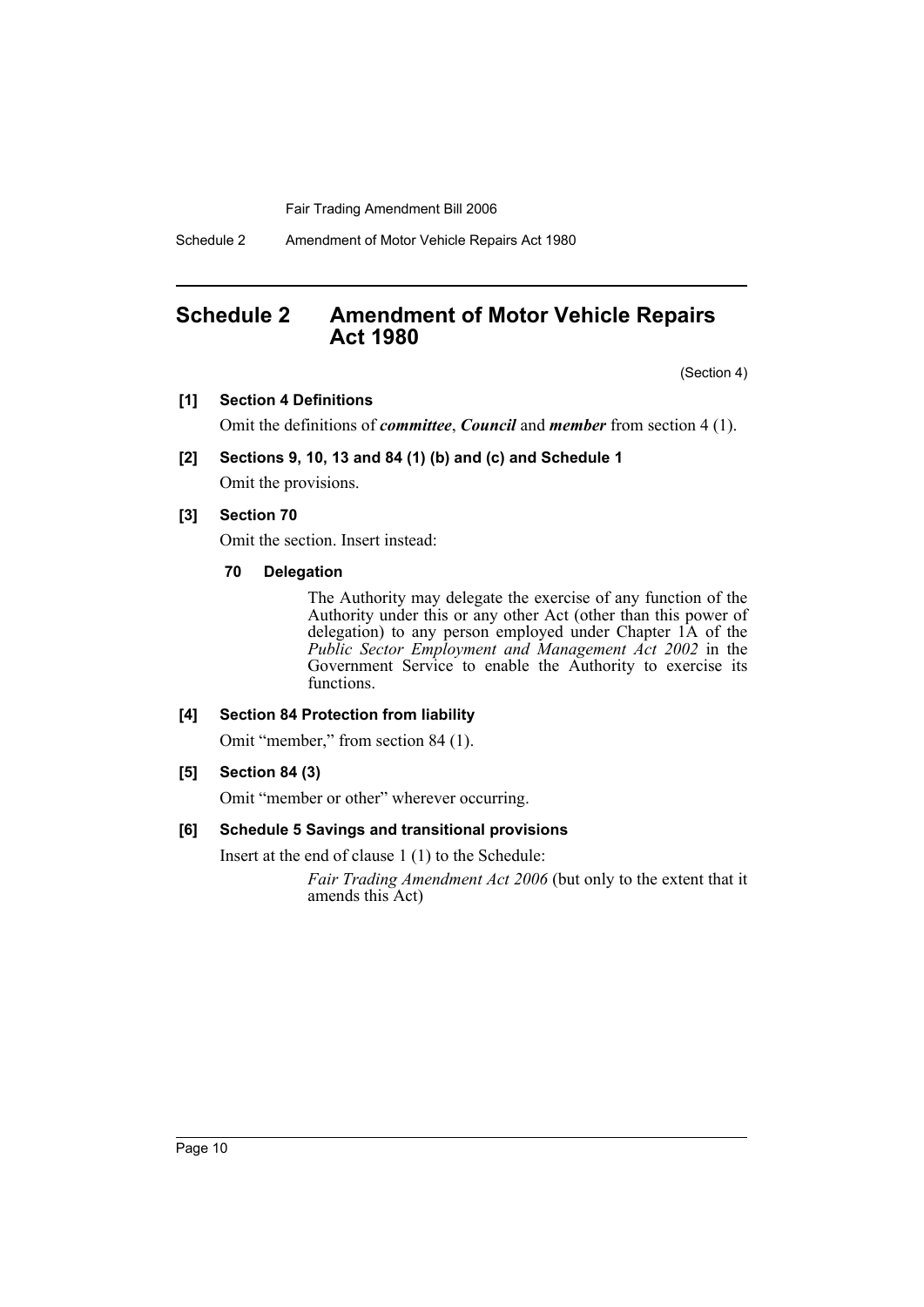# Schedule 2 Amendment of Motor Vehicle Repairs Act 1980

(Section 4)

**[1] Section 4 Definitions**

Omit the definitions of ***committee***, ***Council*** and ***member*** from section 4 (1).

**[2] Sections 9, 10, 13 and 84 (1) (b) and (c) and Schedule 1**

Omit the provisions.

**[3] Section 70**

Omit the section. Insert instead:

**70 Delegation**

The Authority may delegate the exercise of any function of the Authority under this or any other Act (other than this power of delegation) to any person employed under Chapter 1A of the *Public Sector Employment and Management Act 2002* in the Government Service to enable the Authority to exercise its functions.

**[4] Section 84 Protection from liability**

Omit "member," from section 84 (1).

**[5] Section 84 (3)**

Omit "member or other" wherever occurring.

**[6] Schedule 5 Savings and transitional provisions**

Insert at the end of clause 1 (1) to the Schedule:

*Fair Trading Amendment Act 2006* (but only to the extent that it amends this Act)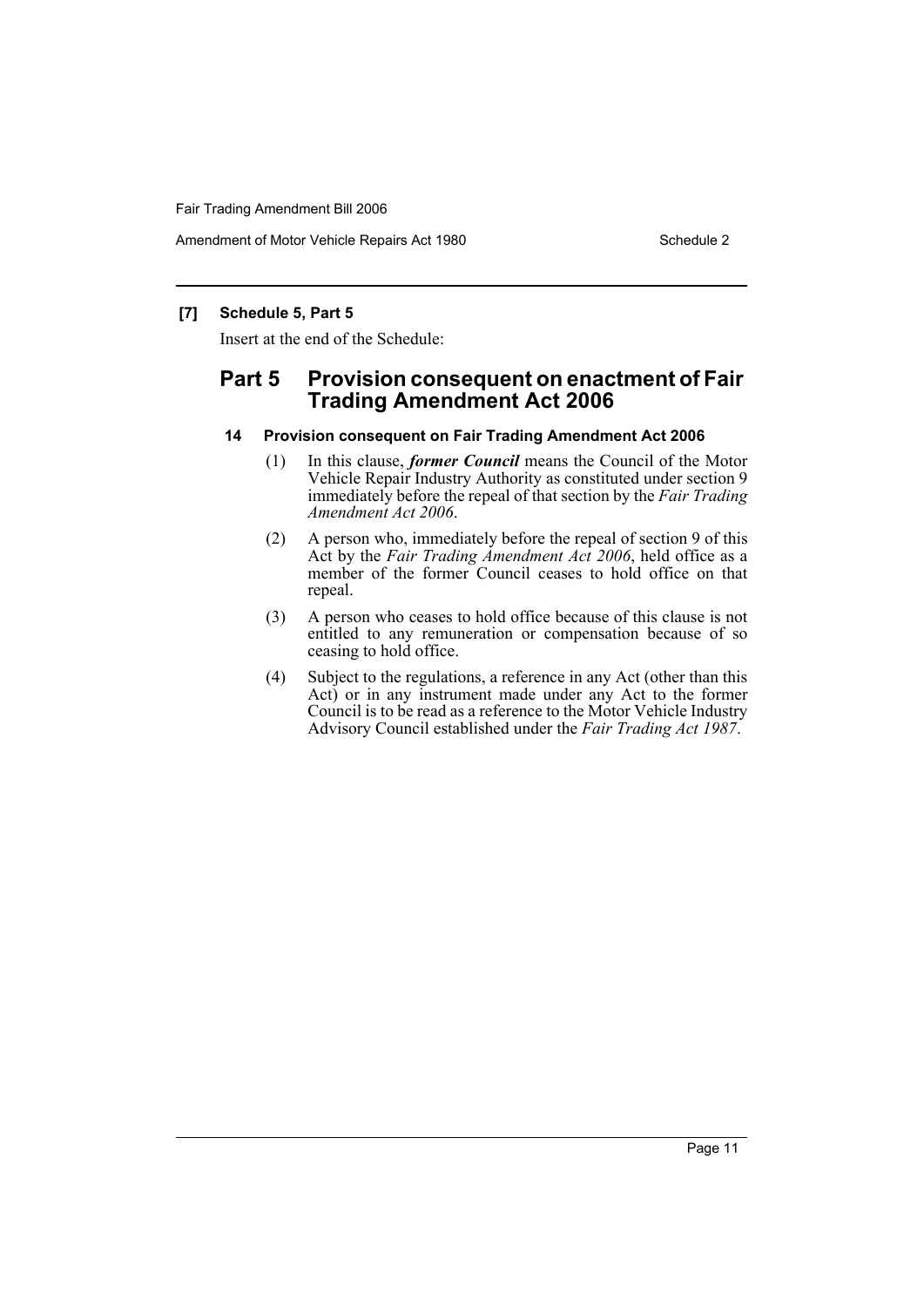**[7] Schedule 5, Part 5**

Insert at the end of the Schedule:

## Part 5 Provision consequent on enactment of Fair Trading Amendment Act 2006

### 14 Provision consequent on Fair Trading Amendment Act 2006

(1) In this clause, ***former Council*** means the Council of the Motor Vehicle Repair Industry Authority as constituted under section 9 immediately before the repeal of that section by the *Fair Trading Amendment Act 2006*.

(2) A person who, immediately before the repeal of section 9 of this Act by the *Fair Trading Amendment Act 2006*, held office as a member of the former Council ceases to hold office on that repeal.

(3) A person who ceases to hold office because of this clause is not entitled to any remuneration or compensation because of so ceasing to hold office.

(4) Subject to the regulations, a reference in any Act (other than this Act) or in any instrument made under any Act to the former Council is to be read as a reference to the Motor Vehicle Industry Advisory Council established under the *Fair Trading Act 1987*.